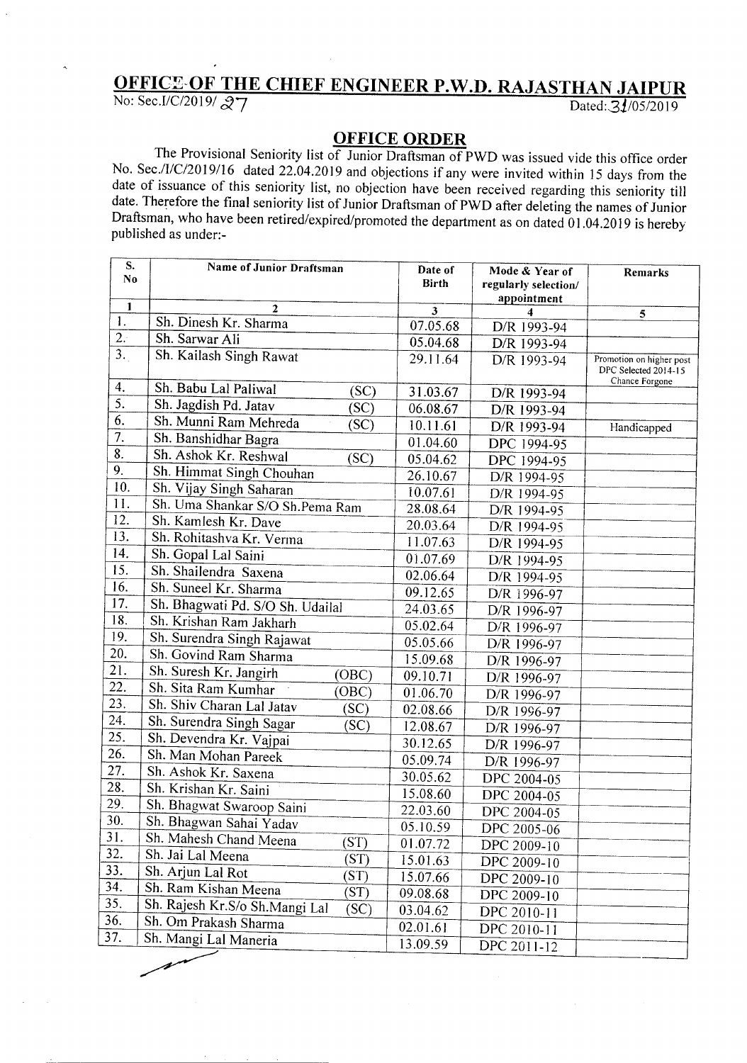# OFFICE OF THE CHIEF ENGINEER P.W.D. RAJASTHAN JAIPUR

No: Sec.I/C/2019/ 27 Dated: 31/05/2019

## OFFICE ORDER

The Provisional Seniority list of Junior Draftsman of PWD was issued vide this office order No. Sec./I/C/2019/16 dated 22.04.2019 and objections if any were invited within 15 days from the date of issuance of this seniority list, no objection have been received regarding this seniority till date. Therefore the final seniority list of Junior Draftsman of PWD after deleting the names of Junior Draftsman, who have been retired/expired/promoted the department as on dated 01.04.2019 is hereby published as under:-

| S. No | Name of Junior Draftsman | Date of Birth | Mode & Year of regularly selection/ appointment | Remarks |
|---|---|---|---|---|
| 1 | 2 | 3 | 4 | 5 |
| 1. | Sh. Dinesh Kr. Sharma | 07.05.68 | D/R 1993-94 | |
| 2. | Sh. Sarwar Ali | 05.04.68 | D/R 1993-94 | |
| 3. | Sh. Kailash Singh Rawat | 29.11.64 | D/R 1993-94 | Promotion on higher post DPC Selected 2014-15 Chance Forgone |
| 4. | Sh. Babu Lal Paliwal (SC) | 31.03.67 | D/R 1993-94 | |
| 5. | Sh. Jagdish Pd. Jatav (SC) | 06.08.67 | D/R 1993-94 | |
| 6. | Sh. Munni Ram Mehreda (SC) | 10.11.61 | D/R 1993-94 | Handicapped |
| 7. | Sh. Banshidhar Bagra | 01.04.60 | DPC 1994-95 | |
| 8. | Sh. Ashok Kr. Reshwal (SC) | 05.04.62 | DPC 1994-95 | |
| 9. | Sh. Himmat Singh Chouhan | 26.10.67 | D/R 1994-95 | |
| 10. | Sh. Vijay Singh Saharan | 10.07.61 | D/R 1994-95 | |
| 11. | Sh. Uma Shankar S/O Sh.Pema Ram | 28.08.64 | D/R 1994-95 | |
| 12. | Sh. Kamlesh Kr. Dave | 20.03.64 | D/R 1994-95 | |
| 13. | Sh. Rohitashva Kr. Verma | 11.07.63 | D/R 1994-95 | |
| 14. | Sh. Gopal Lal Saini | 01.07.69 | D/R 1994-95 | |
| 15. | Sh. Shailendra Saxena | 02.06.64 | D/R 1994-95 | |
| 16. | Sh. Suneel Kr. Sharma | 09.12.65 | D/R 1996-97 | |
| 17. | Sh. Bhagwati Pd. S/O Sh. Udailal | 24.03.65 | D/R 1996-97 | |
| 18. | Sh. Krishan Ram Jakharh | 05.02.64 | D/R 1996-97 | |
| 19. | Sh. Surendra Singh Rajawat | 05.05.66 | D/R 1996-97 | |
| 20. | Sh. Govind Ram Sharma | 15.09.68 | D/R 1996-97 | |
| 21. | Sh. Suresh Kr. Jangirh (OBC) | 09.10.71 | D/R 1996-97 | |
| 22. | Sh. Sita Ram Kumhar (OBC) | 01.06.70 | D/R 1996-97 | |
| 23. | Sh. Shiv Charan Lal Jatav (SC) | 02.08.66 | D/R 1996-97 | |
| 24. | Sh. Surendra Singh Sagar (SC) | 12.08.67 | D/R 1996-97 | |
| 25. | Sh. Devendra Kr. Vajpai | 30.12.65 | D/R 1996-97 | |
| 26. | Sh. Man Mohan Pareek | 05.09.74 | D/R 1996-97 | |
| 27. | Sh. Ashok Kr. Saxena | 30.05.62 | DPC 2004-05 | |
| 28. | Sh. Krishan Kr. Saini | 15.08.60 | DPC 2004-05 | |
| 29. | Sh. Bhagwat Swaroop Saini | 22.03.60 | DPC 2004-05 | |
| 30. | Sh. Bhagwan Sahai Yadav | 05.10.59 | DPC 2005-06 | |
| 31. | Sh. Mahesh Chand Meena (ST) | 01.07.72 | DPC 2009-10 | |
| 32. | Sh. Jai Lal Meena (ST) | 15.01.63 | DPC 2009-10 | |
| 33. | Sh. Arjun Lal Rot (ST) | 15.07.66 | DPC 2009-10 | |
| 34. | Sh. Ram Kishan Meena (ST) | 09.08.68 | DPC 2009-10 | |
| 35. | Sh. Rajesh Kr.S/o Sh.Mangi Lal (SC) | 03.04.62 | DPC 2010-11 | |
| 36. | Sh. Om Prakash Sharma | 02.01.61 | DPC 2010-11 | |
| 37. | Sh. Mangi Lal Maneria | 13.09.59 | DPC 2011-12 | |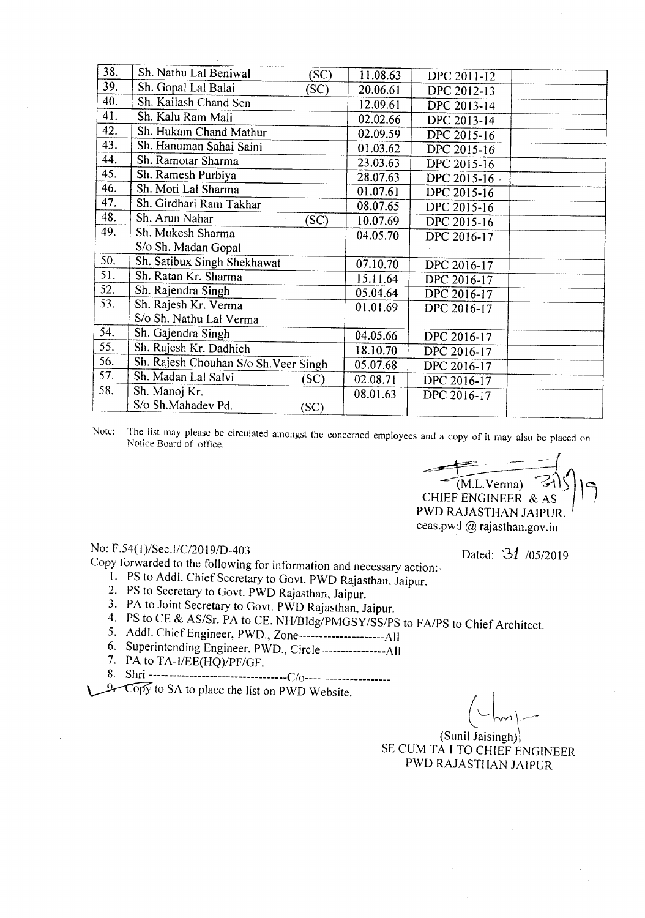| | | | | |
|---|---|---|---|---|
| 38. | Sh. Nathu Lal Beniwal (SC) | 11.08.63 | DPC 2011-12 | |
| 39. | Sh. Gopal Lal Balai (SC) | 20.06.61 | DPC 2012-13 | |
| 40. | Sh. Kailash Chand Sen | 12.09.61 | DPC 2013-14 | |
| 41. | Sh. Kalu Ram Mali | 02.02.66 | DPC 2013-14 | |
| 42. | Sh. Hukam Chand Mathur | 02.09.59 | DPC 2015-16 | |
| 43. | Sh. Hanuman Sahai Saini | 01.03.62 | DPC 2015-16 | |
| 44. | Sh. Ramotar Sharma | 23.03.63 | DPC 2015-16 | |
| 45. | Sh. Ramesh Purbiya | 28.07.63 | DPC 2015-16 | |
| 46. | Sh. Moti Lal Sharma | 01.07.61 | DPC 2015-16 | |
| 47. | Sh. Girdhari Ram Takhar | 08.07.65 | DPC 2015-16 | |
| 48. | Sh. Arun Nahar (SC) | 10.07.69 | DPC 2015-16 | |
| 49. | Sh. Mukesh Sharma S/o Sh. Madan Gopal | 04.05.70 | DPC 2016-17 | |
| 50. | Sh. Satibux Singh Shekhawat | 07.10.70 | DPC 2016-17 | |
| 51. | Sh. Ratan Kr. Sharma | 15.11.64 | DPC 2016-17 | |
| 52. | Sh. Rajendra Singh | 05.04.64 | DPC 2016-17 | |
| 53. | Sh. Rajesh Kr. Verma S/o Sh. Nathu Lal Verma | 01.01.69 | DPC 2016-17 | |
| 54. | Sh. Gajendra Singh | 04.05.66 | DPC 2016-17 | |
| 55. | Sh. Rajesh Kr. Dadhich | 18.10.70 | DPC 2016-17 | |
| 56. | Sh. Rajesh Chouhan S/o Sh. Veer Singh | 05.07.68 | DPC 2016-17 | |
| 57. | Sh. Madan Lal Salvi (SC) | 02.08.71 | DPC 2016-17 | |
| 58. | Sh. Manoj Kr. S/o Sh. Mahadev Pd. (SC) | 08.01.63 | DPC 2016-17 | |

Note: The list may please be circulated amongst the concerned employees and a copy of it may also be placed on Notice Board of office.

(M.L.Verma) 31/5/19
CHIEF ENGINEER & AS
PWD RAJASTHAN JAIPUR.
ceas.pwd @ rajasthan.gov.in

No: F.54(1)/Sec.I/C/2019/D-403

Dated: 31 /05/2019

Copy forwarded to the following for information and necessary action:-

1. PS to Addl. Chief Secretary to Govt. PWD Rajasthan, Jaipur.
2. PS to Secretary to Govt. PWD Rajasthan, Jaipur.
3. PA to Joint Secretary to Govt. PWD Rajasthan, Jaipur.
4. PS to CE & AS/Sr. PA to CE. NH/Bldg/PMGSY/SS/PS to FA/PS to Chief Architect.
5. Addl. Chief Engineer, PWD., Zone---------------------All
6. Superintending Engineer. PWD., Circle----------------All
7. PA to TA-I/EE(HQ)/PF/GF.
8. Shri ---------------------------------C/o---------------------
9. Copy to SA to place the list on PWD Website.

(Sunil Jaisingh)
SE CUM TA I TO CHIEF ENGINEER
PWD RAJASTHAN JAIPUR